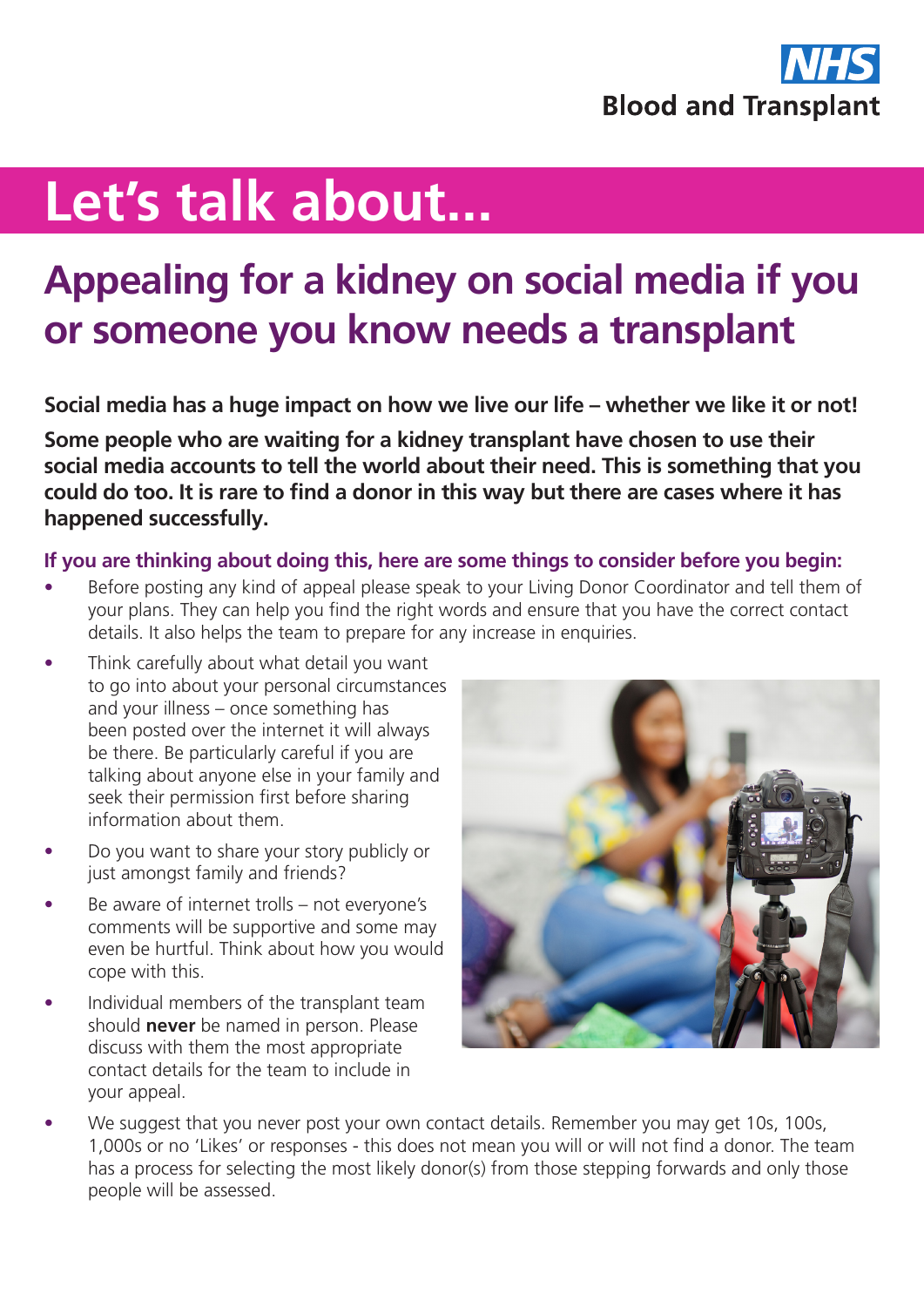NHS Blood and Transplant

# Let's talk about...

## Appealing for a kidney on social media if you or someone you know needs a transplant

**Social media has a huge impact on how we live our life – whether we like it or not!**

**Some people who are waiting for a kidney transplant have chosen to use their social media accounts to tell the world about their need. This is something that you could do too. It is rare to find a donor in this way but there are cases where it has happened successfully.**

### If you are thinking about doing this, here are some things to consider before you begin:

- Before posting any kind of appeal please speak to your Living Donor Coordinator and tell them of your plans. They can help you find the right words and ensure that you have the correct contact details. It also helps the team to prepare for any increase in enquiries.
- Think carefully about what detail you want to go into about your personal circumstances and your illness – once something has been posted over the internet it will always be there. Be particularly careful if you are talking about anyone else in your family and seek their permission first before sharing information about them.
- Do you want to share your story publicly or just amongst family and friends?
- Be aware of internet trolls – not everyone's comments will be supportive and some may even be hurtful. Think about how you would cope with this.
- Individual members of the transplant team should **never** be named in person. Please discuss with them the most appropriate contact details for the team to include in your appeal.
- We suggest that you never post your own contact details. Remember you may get 10s, 100s, 1,000s or no 'Likes' or responses - this does not mean you will or will not find a donor. The team has a process for selecting the most likely donor(s) from those stepping forwards and only those people will be assessed.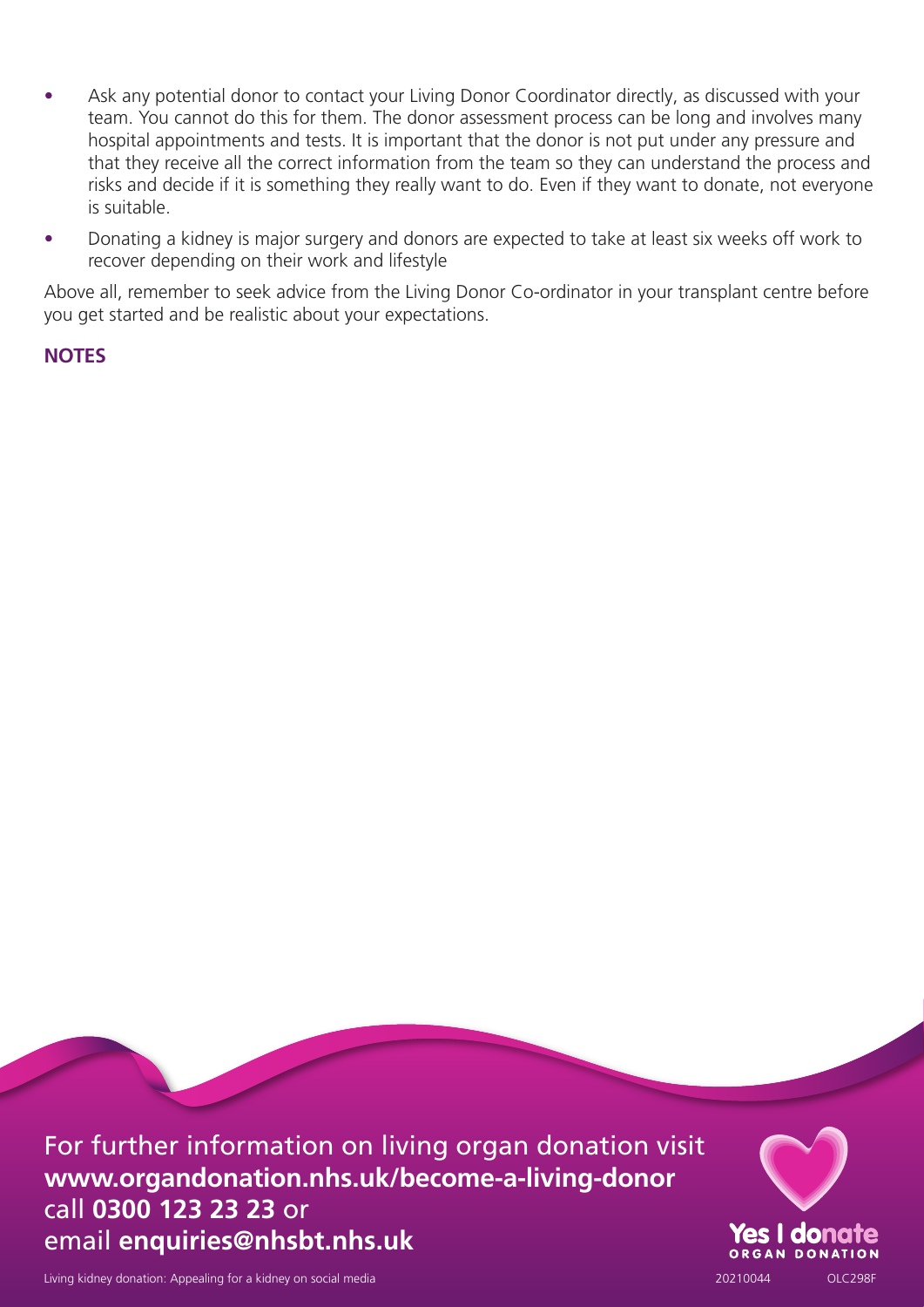- Ask any potential donor to contact your Living Donor Coordinator directly, as discussed with your team. You cannot do this for them. The donor assessment process can be long and involves many hospital appointments and tests. It is important that the donor is not put under any pressure and that they receive all the correct information from the team so they can understand the process and risks and decide if it is something they really want to do. Even if they want to donate, not everyone is suitable.
- Donating a kidney is major surgery and donors are expected to take at least six weeks off work to recover depending on their work and lifestyle

Above all, remember to seek advice from the Living Donor Co-ordinator in your transplant centre before you get started and be realistic about your expectations.

**NOTES**

For further information on living organ donation visit
**www.organdonation.nhs.uk/become-a-living-donor**
call **0300 123 23 23** or
email **enquiries@nhsbt.nhs.uk**

Yes I donate
ORGAN DONATION

Living kidney donation: Appealing for a kidney on social media 20210044 OLC298F